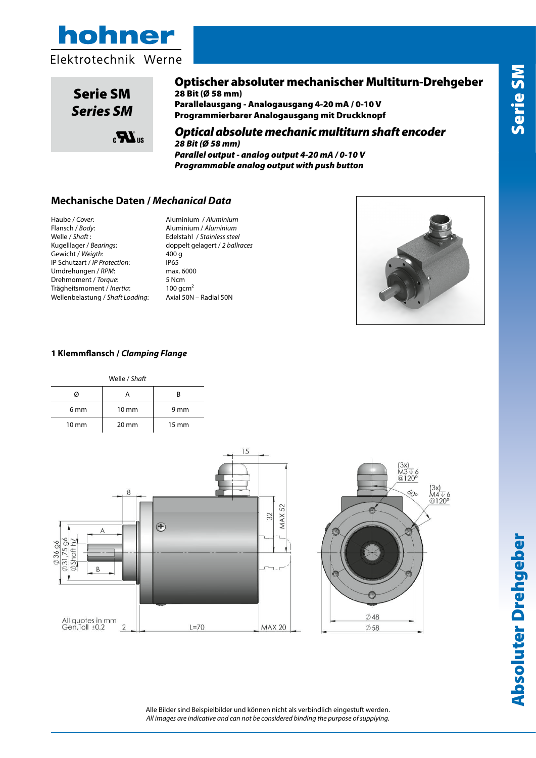hohner

Elektrotechnik Werne

**Serie SM**

***Series SM***

# Optischer absoluter mechanischer Multiturn-Drehgeber

**28 Bit (Ø 58 mm)**

**Parallelausgang - Analogausgang 4-20 mA / 0-10 V**

**Programmierbarer Analogausgang mit Druckknopf**

# *Optical absolute mechanic multiturn shaft encoder*

***28 Bit (Ø 58 mm)***

***Parallel output - analog output 4-20 mA / 0-10 V***

***Programmable analog output with push button***

## Mechanische Daten / *Mechanical Data*

| | |
|---|---|
| Haube / *Cover*: | Aluminium / *Aluminium* |
| Flansch / *Body*: | Aluminium / *Aluminium* |
| Welle / *Shaft* : | Edelstahl / *Stainless steel* |
| Kugelllager / *Bearings*: | doppelt gelagert / *2 ballraces* |
| Gewicht / *Weigth*: | 400 g |
| IP Schutzart / *IP Protection*: | IP65 |
| Umdrehungen / *RPM*: | max. 6000 |
| Drehmoment / *Torque*: | 5 Ncm |
| Trägheitsmoment / *Inertia*: | 100 gcm² |
| Wellenbelastung / *Shaft Loading*: | Axial 50N – Radial 50N |

### 1 Klemmflansch / *Clamping Flange*

Welle / *Shaft*

| Ø | A | B |
|---|---|---|
| 6 mm | 10 mm | 9 mm |
| 10 mm | 20 mm | 15 mm |

All quotes in mm
Gen.Toll ±0,2

Alle Bilder sind Beispielbilder und können nicht als verbindlich eingestuft werden.
*All images are indicative and can not be considered binding the purpose of supplying.*

Serie SM

Absoluter Drehgeber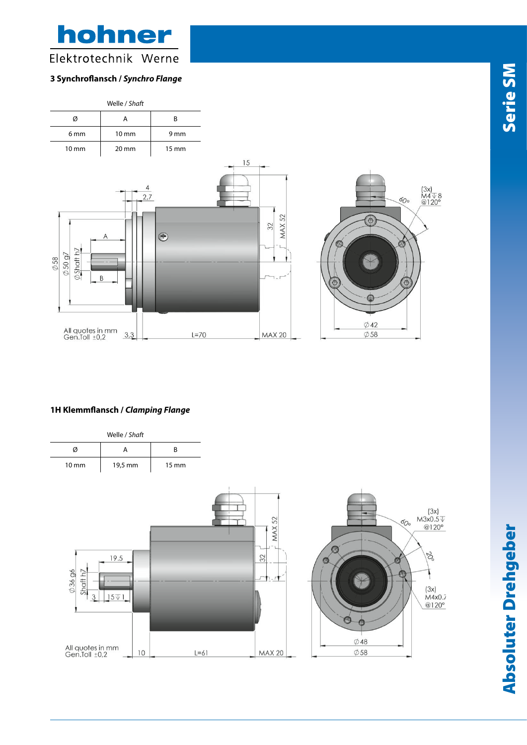## 3 Synchroflansch / *Synchro Flange*

| Welle / *Shaft* | | |
|---|---|---|
| Ø | A | B |
| 6 mm | 10 mm | 9 mm |
| 10 mm | 20 mm | 15 mm |

## 1H Klemmflansch / *Clamping Flange*

| Welle / *Shaft* | | |
|---|---|---|
| Ø | A | B |
| 10 mm | 19,5 mm | 15 mm |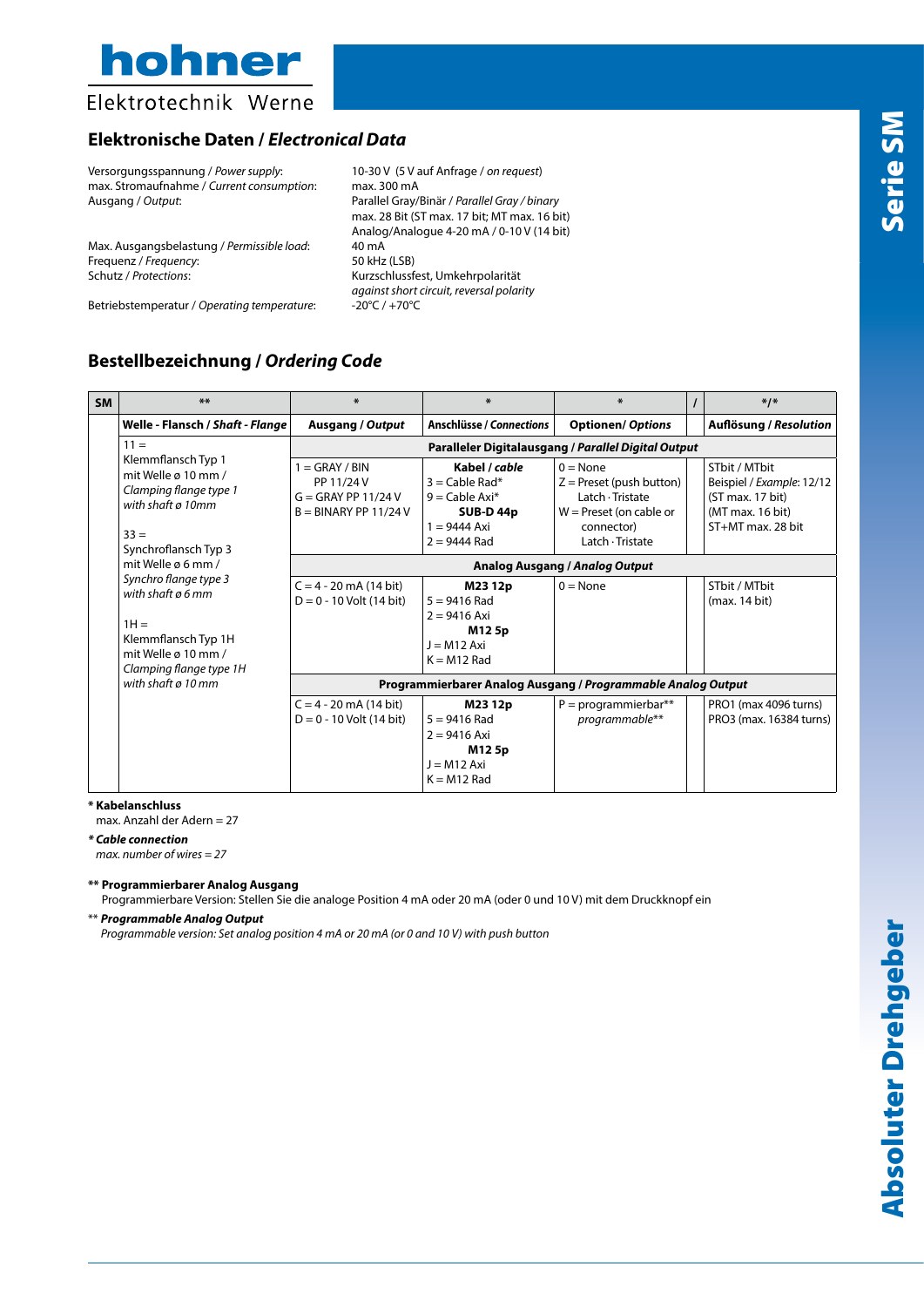# hohner

Elektrotechnik Werne

## Elektronische Daten / *Electronical Data*

| | |
|---|---|
| Versorgungsspannung / *Power supply*: | 10-30 V (5 V auf Anfrage / *on request*) |
| max. Stromaufnahme / *Current consumption*: | max. 300 mA |
| Ausgang / *Output*: | Parallel Gray/Binär / *Parallel Gray / binary*<br>max. 28 Bit (ST max. 17 bit; MT max. 16 bit)<br>Analog/Analogue 4-20 mA / 0-10 V (14 bit) |
| Max. Ausgangsbelastung / *Permissible load*: | 40 mA |
| Frequenz / *Frequency*: | 50 kHz (LSB) |
| Schutz / *Protections*: | Kurzschlussfest, Umkehrpolarität<br>*against short circuit, reversal polarity* |
| Betriebstemperatur / *Operating temperature*: | -20°C / +70°C |

## Bestellbezeichnung / *Ordering Code*

| SM | ** | * | * | * | / | */* |
|---|---|---|---|---|---|---|
| | **Welle - Flansch / *Shaft - Flange*** | **Ausgang / *Output*** | **Anschlüsse / *Connections*** | **Optionen/ *Options*** | | **Auflösung / *Resolution*** |
| | 11 =<br>Klemmflansch Typ 1<br>mit Welle ø 10 mm /<br>*Clamping flange type 1*<br>*with shaft ø 10mm*<br><br>33 =<br>Synchroflansch Typ 3<br>mit Welle ø 6 mm /<br>*Synchro flange type 3*<br>*with shaft ø 6 mm*<br><br>1H =<br>Klemmflansch Typ 1H<br>mit Welle ø 10 mm /<br>*Clamping flange type 1H*<br>*with shaft ø 10 mm* | **Paralleler Digitalausgang / *Parallel Digital Output*** | | | | |
| | | 1 = GRAY / BIN<br>PP 11/24 V<br>G = GRAY PP 11/24 V<br>B = BINARY PP 11/24 V | **Kabel / *cable***<br>3 = Cable Rad*<br>9 = Cable Axi*<br>**SUB-D 44p**<br>1 = 9444 Axi<br>2 = 9444 Rad | 0 = None<br>Z = Preset (push button)<br>Latch · Tristate<br>W = Preset (on cable or connector)<br>Latch · Tristate | | STbit / MTbit<br>Beispiel / *Example*: 12/12<br>(ST max. 17 bit)<br>(MT max. 16 bit)<br>ST+MT max. 28 bit |
| | | **Analog Ausgang / *Analog Output*** | | | | |
| | | C = 4 - 20 mA (14 bit)<br>D = 0 - 10 Volt (14 bit) | **M23 12p**<br>5 = 9416 Rad<br>2 = 9416 Axi<br>**M12 5p**<br>J = M12 Axi<br>K = M12 Rad | 0 = None | | STbit / MTbit<br>(max. 14 bit) |
| | | **Programmierbarer Analog Ausgang / *Programmable Analog Output*** | | | | |
| | | C = 4 - 20 mA (14 bit)<br>D = 0 - 10 Volt (14 bit) | **M23 12p**<br>5 = 9416 Rad<br>2 = 9416 Axi<br>**M12 5p**<br>J = M12 Axi<br>K = M12 Rad | P = programmierbar**<br>*programmable*** | | PRO1 (max 4096 turns)<br>PRO3 (max. 16384 turns) |

**\* Kabelanschluss**
max. Anzahl der Adern = 27

***\* Cable connection***
*max. number of wires = 27*

**\*\* Programmierbarer Analog Ausgang**
Programmierbare Version: Stellen Sie die analoge Position 4 mA oder 20 mA (oder 0 und 10 V) mit dem Druckknopf ein

\*\* ***Programmable Analog Output***
*Programmable version: Set analog position 4 mA or 20 mA (or 0 and 10 V) with push button*

Serie SM

Absoluter Drehgeber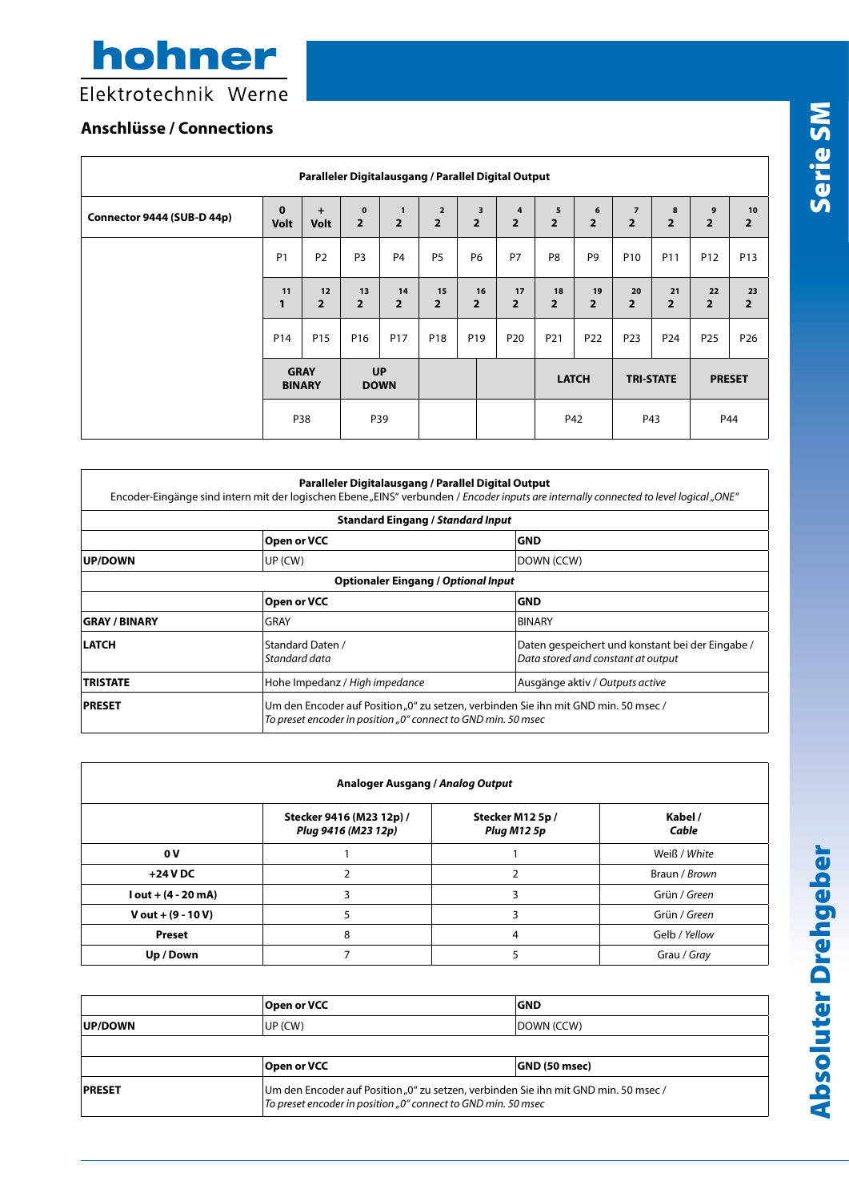## Anschlüsse / Connections

| Paralleler Digitalausgang / Parallel Digital Output | | | | | | | | | | | | | |
|---|---|---|---|---|---|---|---|---|---|---|---|---|---|
| **Connector 9444 (SUB-D 44p)** | **0 Volt** | **+ Volt** | $2^0$ | $2^1$ | $2^2$ | $2^3$ | $2^4$ | $2^5$ | $2^6$ | $2^7$ | $2^8$ | $2^9$ | $2^{10}$ |
| | P1 | P2 | P3 | P4 | P5 | P6 | P7 | P8 | P9 | P10 | P11 | P12 | P13 |
| | $1^{11}$ | $2^{12}$ | $2^{13}$ | $2^{14}$ | $2^{15}$ | $2^{16}$ | $2^{17}$ | $2^{18}$ | $2^{19}$ | $2^{20}$ | $2^{21}$ | $2^{22}$ | $2^{23}$ |
| | P14 | P15 | P16 | P17 | P18 | P19 | P20 | P21 | P22 | P23 | P24 | P25 | P26 |
| | **GRAY BINARY** | **UP DOWN** | | | **LATCH** | **TRI-STATE** | **PRESET** | | | | | | |
| | P38 | P39 | | | P42 | P43 | P44 | | | | | | |

| Paralleler Digitalausgang / Parallel Digital Output<br>Encoder-Eingänge sind intern mit der logischen Ebene „EINS“ verbunden / *Encoder inputs are internally connected to level logical „ONE“* | | |
|---|---|---|
| **Standard Eingang / *Standard Input*** | | |
| | **Open or VCC** | **GND** |
| **UP/DOWN** | UP (CW) | DOWN (CCW) |
| **Optionaler Eingang / *Optional Input*** | | |
| | **Open or VCC** | **GND** |
| **GRAY / BINARY** | GRAY | BINARY |
| **LATCH** | Standard Daten / *Standard data* | Daten gespeichert und konstant bei der Eingabe / *Data stored and constant at output* |
| **TRISTATE** | Hohe Impedanz / *High impedance* | Ausgänge aktiv / *Outputs active* |
| **PRESET** | Um den Encoder auf Position „0“ zu setzen, verbinden Sie ihn mit GND min. 50 msec / *To preset encoder in position „0“ connect to GND min. 50 msec* | |

| Analoger Ausgang / *Analog Output* | | | |
|---|---|---|---|
| | **Stecker 9416 (M23 12p) / *Plug 9416 (M23 12p)*** | **Stecker M12 5p / *Plug M12 5p*** | **Kabel / *Cable*** |
| **0 V** | 1 | 1 | Weiß / *White* |
| **+24 V DC** | 2 | 2 | Braun / *Brown* |
| **I out + (4 - 20 mA)** | 3 | 3 | Grün / *Green* |
| **V out + (9 - 10 V)** | 5 | 3 | Grün / *Green* |
| **Preset** | 8 | 4 | Gelb / *Yellow* |
| **Up / Down** | 7 | 5 | Grau / *Gray* |

| | | |
|---|---|---|
| | **Open or VCC** | **GND** |
| **UP/DOWN** | UP (CW) | DOWN (CCW) |
| | | |
| | **Open or VCC** | **GND (50 msec)** |
| **PRESET** | Um den Encoder auf Position „0“ zu setzen, verbinden Sie ihn mit GND min. 50 msec / *To preset encoder in position „0“ connect to GND min. 50 msec* | |